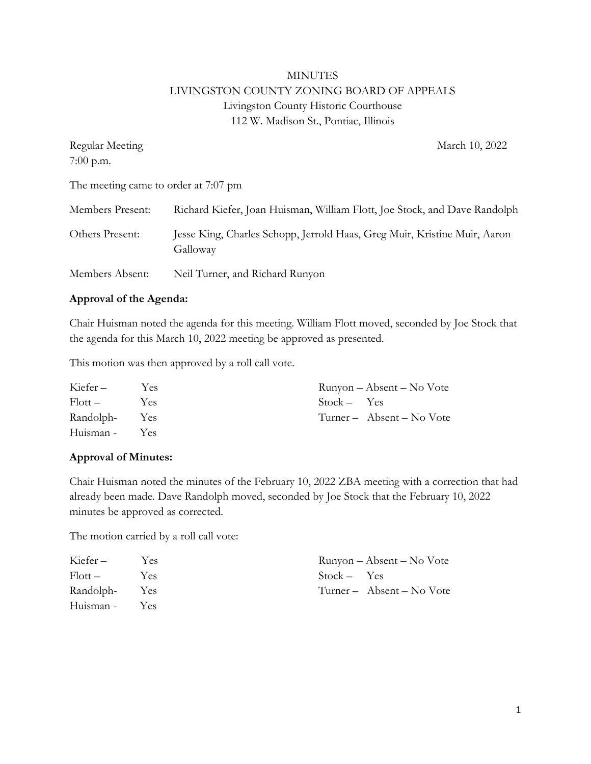MINUTES
LIVINGSTON COUNTY ZONING BOARD OF APPEALS
Livingston County Historic Courthouse
112 W. Madison St., Pontiac, Illinois

Regular Meeting
7:00 p.m.

March 10, 2022

The meeting came to order at 7:07 pm

| | |
|---|---|
| Members Present: | Richard Kiefer, Joan Huisman, William Flott, Joe Stock, and Dave Randolph |
| Others Present: | Jesse King, Charles Schopp, Jerrold Haas, Greg Muir, Kristine Muir, Aaron Galloway |
| Members Absent: | Neil Turner, and Richard Runyon |

**Approval of the Agenda:**

Chair Huisman noted the agenda for this meeting. William Flott moved, seconded by Joe Stock that the agenda for this March 10, 2022 meeting be approved as presented.

This motion was then approved by a roll call vote.

| | | | |
|---|---|---|---|
| Kiefer – | Yes | Runyon – Absent – No Vote | |
| Flott – | Yes | Stock – | Yes |
| Randolph- | Yes | Turner – | Absent – No Vote |
| Huisman - | Yes | | |

**Approval of Minutes:**

Chair Huisman noted the minutes of the February 10, 2022 ZBA meeting with a correction that had already been made. Dave Randolph moved, seconded by Joe Stock that the February 10, 2022 minutes be approved as corrected.

The motion carried by a roll call vote:

| | | | |
|---|---|---|---|
| Kiefer – | Yes | Runyon – Absent – No Vote | |
| Flott – | Yes | Stock – | Yes |
| Randolph- | Yes | Turner – | Absent – No Vote |
| Huisman - | Yes | | |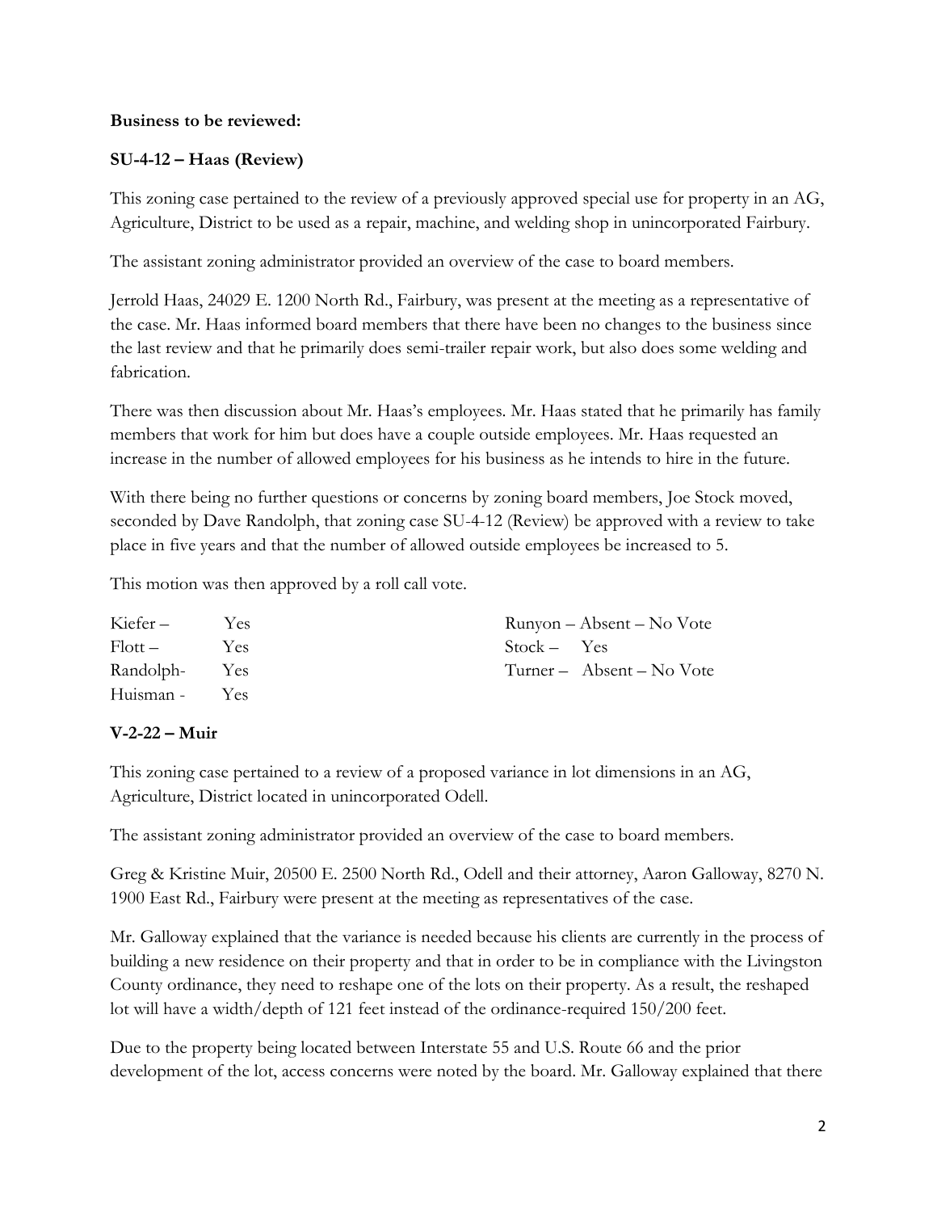**Business to be reviewed:**

**SU-4-12 – Haas (Review)**

This zoning case pertained to the review of a previously approved special use for property in an AG, Agriculture, District to be used as a repair, machine, and welding shop in unincorporated Fairbury.

The assistant zoning administrator provided an overview of the case to board members.

Jerrold Haas, 24029 E. 1200 North Rd., Fairbury, was present at the meeting as a representative of the case. Mr. Haas informed board members that there have been no changes to the business since the last review and that he primarily does semi-trailer repair work, but also does some welding and fabrication.

There was then discussion about Mr. Haas's employees. Mr. Haas stated that he primarily has family members that work for him but does have a couple outside employees. Mr. Haas requested an increase in the number of allowed employees for his business as he intends to hire in the future.

With there being no further questions or concerns by zoning board members, Joe Stock moved, seconded by Dave Randolph, that zoning case SU-4-12 (Review) be approved with a review to take place in five years and that the number of allowed outside employees be increased to 5.

This motion was then approved by a roll call vote.

| | | | |
|---|---|---|---|
| Kiefer – | Yes | Runyon – | Absent – No Vote |
| Flott – | Yes | Stock – | Yes |
| Randolph- | Yes | Turner – | Absent – No Vote |
| Huisman - | Yes | | |

**V-2-22 – Muir**

This zoning case pertained to a review of a proposed variance in lot dimensions in an AG, Agriculture, District located in unincorporated Odell.

The assistant zoning administrator provided an overview of the case to board members.

Greg & Kristine Muir, 20500 E. 2500 North Rd., Odell and their attorney, Aaron Galloway, 8270 N. 1900 East Rd., Fairbury were present at the meeting as representatives of the case.

Mr. Galloway explained that the variance is needed because his clients are currently in the process of building a new residence on their property and that in order to be in compliance with the Livingston County ordinance, they need to reshape one of the lots on their property. As a result, the reshaped lot will have a width/depth of 121 feet instead of the ordinance-required 150/200 feet.

Due to the property being located between Interstate 55 and U.S. Route 66 and the prior development of the lot, access concerns were noted by the board. Mr. Galloway explained that there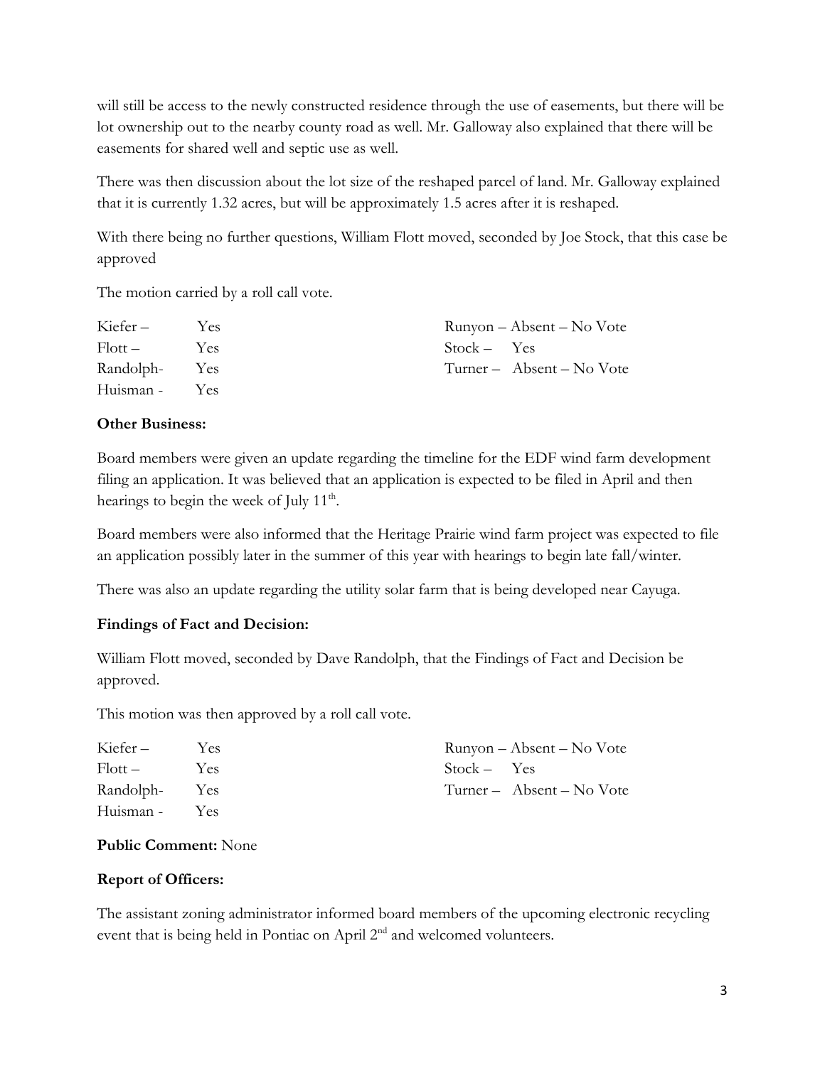will still be access to the newly constructed residence through the use of easements, but there will be lot ownership out to the nearby county road as well. Mr. Galloway also explained that there will be easements for shared well and septic use as well.

There was then discussion about the lot size of the reshaped parcel of land. Mr. Galloway explained that it is currently 1.32 acres, but will be approximately 1.5 acres after it is reshaped.

With there being no further questions, William Flott moved, seconded by Joe Stock, that this case be approved

The motion carried by a roll call vote.

| | | | |
|---|---|---|---|
| Kiefer – | Yes | Runyon – Absent – No Vote | |
| Flott – | Yes | Stock – | Yes |
| Randolph- | Yes | Turner – | Absent – No Vote |
| Huisman - | Yes | | |

**Other Business:**

Board members were given an update regarding the timeline for the EDF wind farm development filing an application. It was believed that an application is expected to be filed in April and then hearings to begin the week of July 11th.

Board members were also informed that the Heritage Prairie wind farm project was expected to file an application possibly later in the summer of this year with hearings to begin late fall/winter.

There was also an update regarding the utility solar farm that is being developed near Cayuga.

**Findings of Fact and Decision:**

William Flott moved, seconded by Dave Randolph, that the Findings of Fact and Decision be approved.

This motion was then approved by a roll call vote.

| | | | |
|---|---|---|---|
| Kiefer – | Yes | Runyon – Absent – No Vote | |
| Flott – | Yes | Stock – | Yes |
| Randolph- | Yes | Turner – | Absent – No Vote |
| Huisman - | Yes | | |

**Public Comment:** None

**Report of Officers:**

The assistant zoning administrator informed board members of the upcoming electronic recycling event that is being held in Pontiac on April 2nd and welcomed volunteers.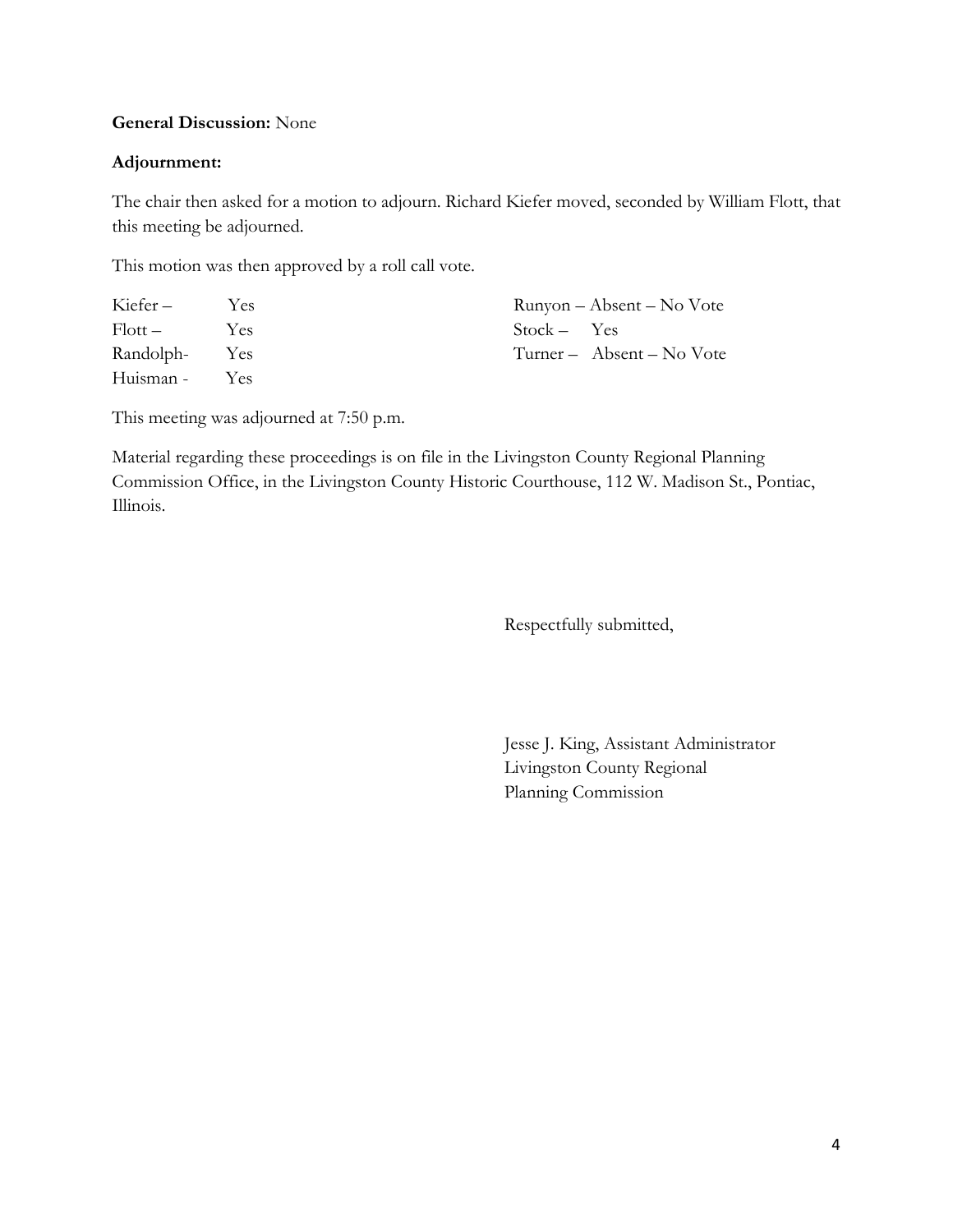**General Discussion:** None

**Adjournment:**

The chair then asked for a motion to adjourn. Richard Kiefer moved, seconded by William Flott, that this meeting be adjourned.

This motion was then approved by a roll call vote.

| | | | |
|---|---|---|---|
| Kiefer – | Yes | Runyon – | Absent – No Vote |
| Flott – | Yes | Stock – | Yes |
| Randolph- | Yes | Turner – | Absent – No Vote |
| Huisman - | Yes | | |

This meeting was adjourned at 7:50 p.m.

Material regarding these proceedings is on file in the Livingston County Regional Planning Commission Office, in the Livingston County Historic Courthouse, 112 W. Madison St., Pontiac, Illinois.

Respectfully submitted,

Jesse J. King, Assistant Administrator
Livingston County Regional
Planning Commission